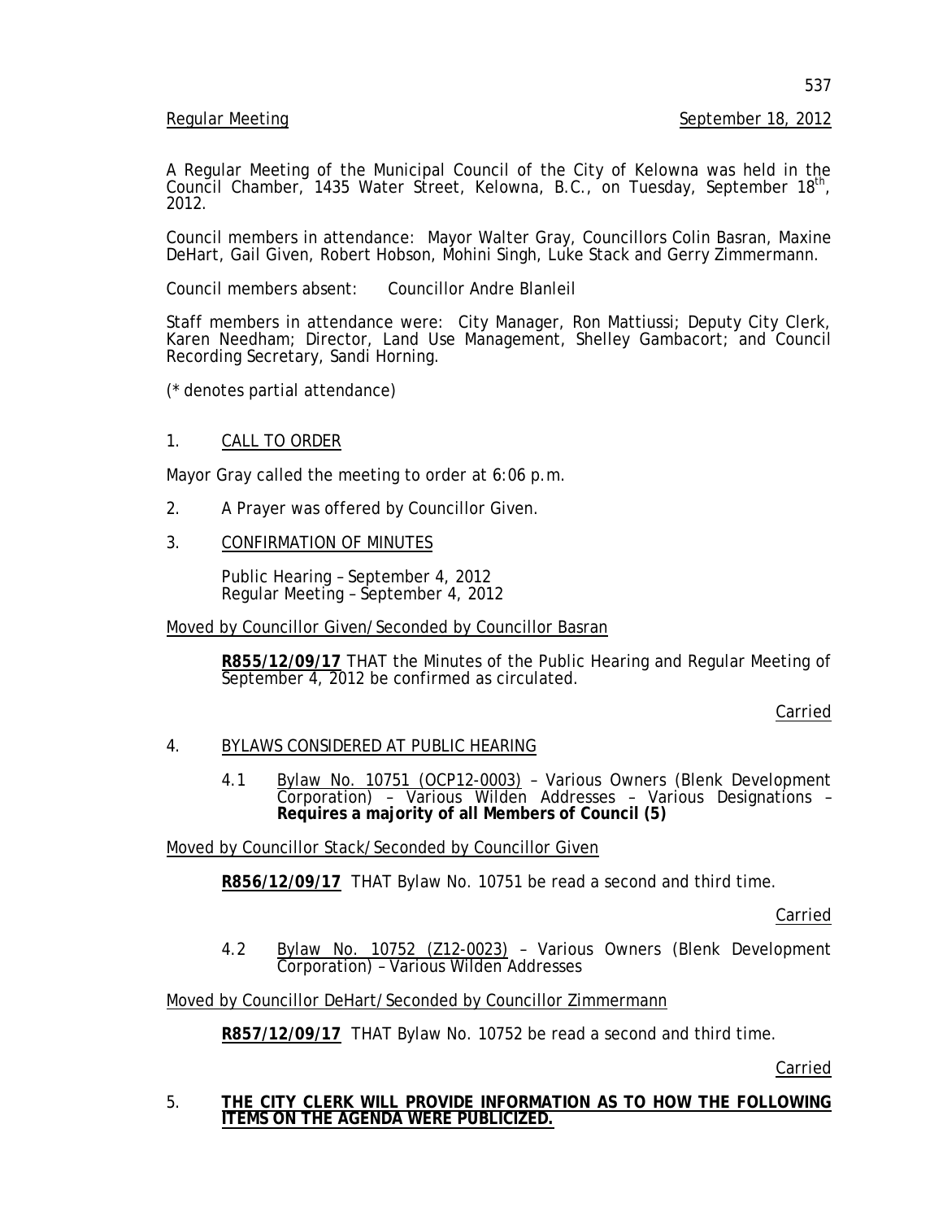Regular Meeting September 18, 2012

A Regular Meeting of the Municipal Council of the City of Kelowna was held in the Council Chamber, 1435 Water Street, Kelowna, B.C., on Tuesday, September 18th, 2012.

Council members in attendance: Mayor Walter Gray, Councillors Colin Basran, Maxine DeHart, Gail Given, Robert Hobson, Mohini Singh, Luke Stack and Gerry Zimmermann.

Council members absent: Councillor Andre Blanleil

Staff members in attendance were: City Manager, Ron Mattiussi; Deputy City Clerk, Karen Needham; Director, Land Use Management, Shelley Gambacort; and Council Recording Secretary, Sandi Horning.

(* denotes partial attendance)

1. CALL TO ORDER

Mayor Gray called the meeting to order at 6:06 p.m.

2. A Prayer was offered by Councillor Given.

3. CONFIRMATION OF MINUTES

Public Hearing – September 4, 2012
Regular Meeting – September 4, 2012

Moved by Councillor Given/Seconded by Councillor Basran

**R855/12/09/17** THAT the Minutes of the Public Hearing and Regular Meeting of September 4, 2012 be confirmed as circulated.

Carried

4. BYLAWS CONSIDERED AT PUBLIC HEARING

4.1 Bylaw No. 10751 (OCP12-0003) – Various Owners (Blenk Development Corporation) – Various Wilden Addresses – Various Designations – **Requires a majority of all Members of Council (5)**

Moved by Councillor Stack/Seconded by Councillor Given

**R856/12/09/17** THAT Bylaw No. 10751 be read a second and third time.

Carried

4.2 Bylaw No. 10752 (Z12-0023) – Various Owners (Blenk Development Corporation) – Various Wilden Addresses

Moved by Councillor DeHart/Seconded by Councillor Zimmermann

**R857/12/09/17** THAT Bylaw No. 10752 be read a second and third time.

Carried

5. **THE CITY CLERK WILL PROVIDE INFORMATION AS TO HOW THE FOLLOWING ITEMS ON THE AGENDA WERE PUBLICIZED.**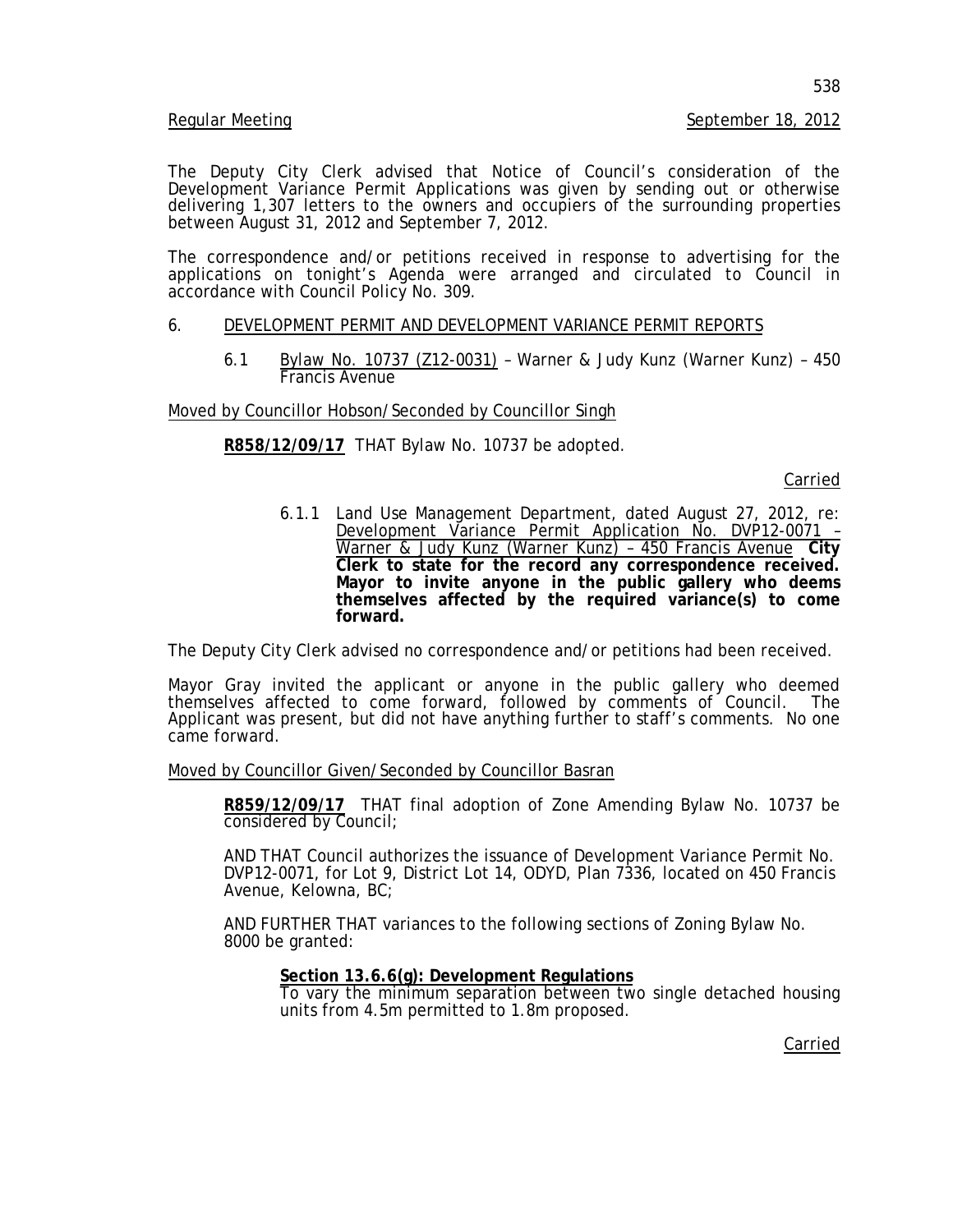The Deputy City Clerk advised that Notice of Council's consideration of the Development Variance Permit Applications was given by sending out or otherwise delivering 1,307 letters to the owners and occupiers of the surrounding properties between August 31, 2012 and September 7, 2012.

The correspondence and/or petitions received in response to advertising for the applications on tonight's Agenda were arranged and circulated to Council in accordance with Council Policy No. 309.

## 6. DEVELOPMENT PERMIT AND DEVELOPMENT VARIANCE PERMIT REPORTS

### 6.1 Bylaw No. 10737 (Z12-0031) – Warner & Judy Kunz (Warner Kunz) – 450 Francis Avenue

Moved by Councillor Hobson/Seconded by Councillor Singh

**R858/12/09/17** THAT Bylaw No. 10737 be adopted.

Carried

6.1.1 Land Use Management Department, dated August 27, 2012, re: Development Variance Permit Application No. DVP12-0071 – Warner & Judy Kunz (Warner Kunz) – 450 Francis Avenue **City Clerk to state for the record any correspondence received. Mayor to invite anyone in the public gallery who deems themselves affected by the required variance(s) to come forward.**

The Deputy City Clerk advised no correspondence and/or petitions had been received.

Mayor Gray invited the applicant or anyone in the public gallery who deemed themselves affected to come forward, followed by comments of Council. The Applicant was present, but did not have anything further to staff's comments. No one came forward.

Moved by Councillor Given/Seconded by Councillor Basran

**R859/12/09/17** THAT final adoption of Zone Amending Bylaw No. 10737 be considered by Council;

AND THAT Council authorizes the issuance of Development Variance Permit No. DVP12-0071, for Lot 9, District Lot 14, ODYD, Plan 7336, located on 450 Francis Avenue, Kelowna, BC;

AND FURTHER THAT variances to the following sections of Zoning Bylaw No. 8000 be granted:

**Section 13.6.6(g): Development Regulations**
To vary the minimum separation between two single detached housing units from 4.5m permitted to 1.8m proposed.

Carried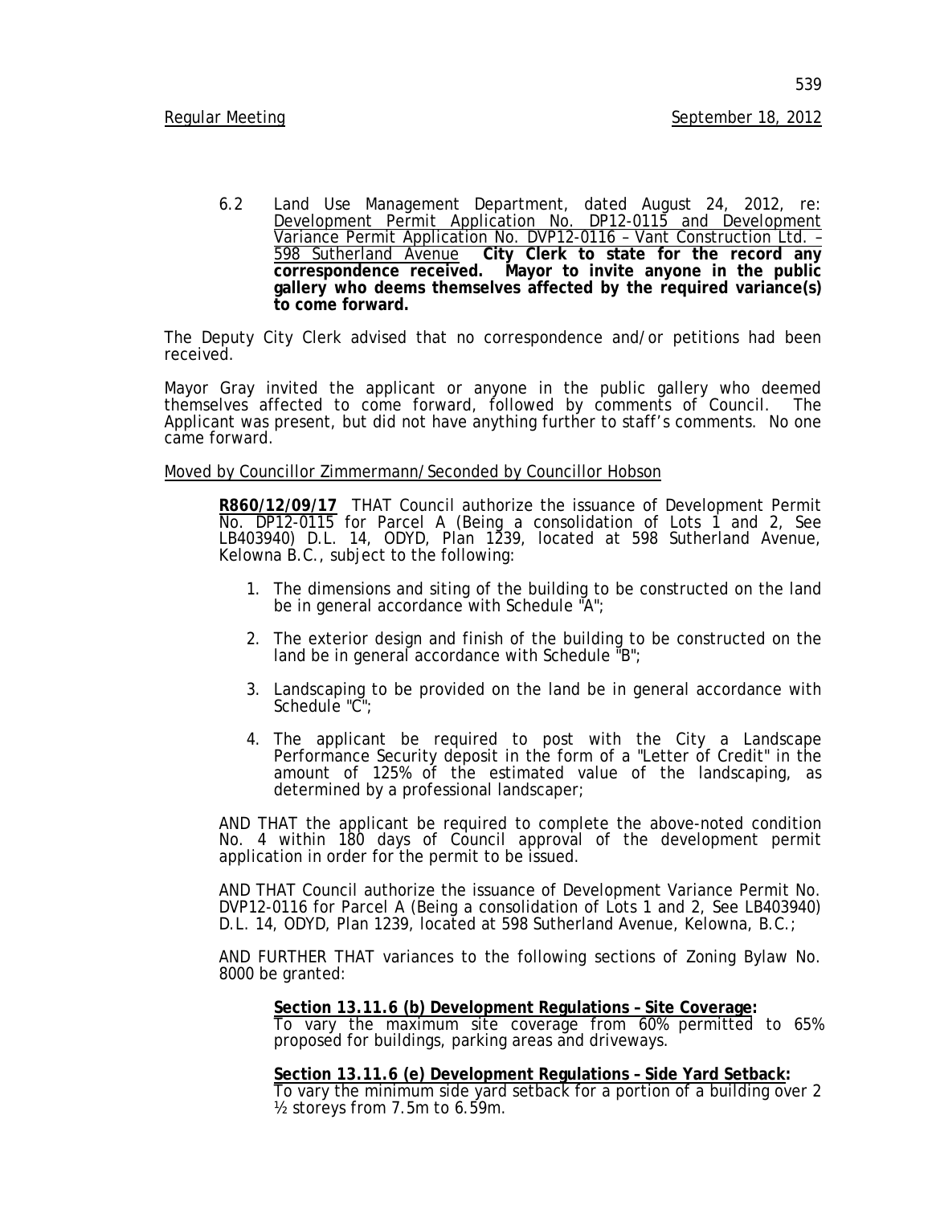6.2 Land Use Management Department, dated August 24, 2012, re: Development Permit Application No. DP12-0115 and Development Variance Permit Application No. DVP12-0116 – Vant Construction Ltd. – 598 Sutherland Avenue **City Clerk to state for the record any correspondence received. Mayor to invite anyone in the public gallery who deems themselves affected by the required variance(s) to come forward.**

The Deputy City Clerk advised that no correspondence and/or petitions had been received.

Mayor Gray invited the applicant or anyone in the public gallery who deemed themselves affected to come forward, followed by comments of Council. The Applicant was present, but did not have anything further to staff's comments. No one came forward.

Moved by Councillor Zimmermann/Seconded by Councillor Hobson

**R860/12/09/17** THAT Council authorize the issuance of Development Permit No. DP12-0115 for Parcel A (Being a consolidation of Lots 1 and 2, See LB403940) D.L. 14, ODYD, Plan 1239, located at 598 Sutherland Avenue, Kelowna B.C., subject to the following:

1. The dimensions and siting of the building to be constructed on the land be in general accordance with Schedule "A";
2. The exterior design and finish of the building to be constructed on the land be in general accordance with Schedule "B";
3. Landscaping to be provided on the land be in general accordance with Schedule "C";
4. The applicant be required to post with the City a Landscape Performance Security deposit in the form of a "Letter of Credit" in the amount of 125% of the estimated value of the landscaping, as determined by a professional landscaper;

AND THAT the applicant be required to complete the above-noted condition No. 4 within 180 days of Council approval of the development permit application in order for the permit to be issued.

AND THAT Council authorize the issuance of Development Variance Permit No. DVP12-0116 for Parcel A (Being a consolidation of Lots 1 and 2, See LB403940) D.L. 14, ODYD, Plan 1239, located at 598 Sutherland Avenue, Kelowna, B.C.;

AND FURTHER THAT variances to the following sections of Zoning Bylaw No. 8000 be granted:

**Section 13.11.6 (b) Development Regulations – Site Coverage:**
To vary the maximum site coverage from 60% permitted to 65% proposed for buildings, parking areas and driveways.

**Section 13.11.6 (e) Development Regulations – Side Yard Setback:**
To vary the minimum side yard setback for a portion of a building over 2 ½ storeys from 7.5m to 6.59m.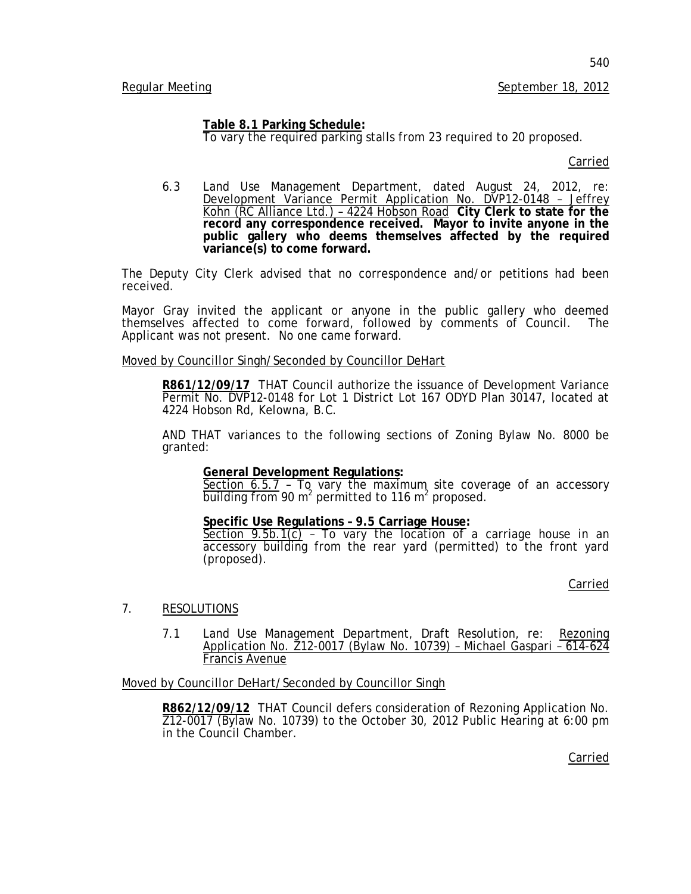**Table 8.1 Parking Schedule:**
To vary the required parking stalls from 23 required to 20 proposed.

Carried

6.3 Land Use Management Department, dated August 24, 2012, re: Development Variance Permit Application No. DVP12-0148 – Jeffrey Kohn (RC Alliance Ltd.) – 4224 Hobson Road **City Clerk to state for the record any correspondence received. Mayor to invite anyone in the public gallery who deems themselves affected by the required variance(s) to come forward.**

The Deputy City Clerk advised that no correspondence and/or petitions had been received.

Mayor Gray invited the applicant or anyone in the public gallery who deemed themselves affected to come forward, followed by comments of Council. The Applicant was not present. No one came forward.

Moved by Councillor Singh/Seconded by Councillor DeHart

**R861/12/09/17** THAT Council authorize the issuance of Development Variance Permit No. DVP12-0148 for Lot 1 District Lot 167 ODYD Plan 30147, located at 4224 Hobson Rd, Kelowna, B.C.

AND THAT variances to the following sections of Zoning Bylaw No. 8000 be granted:

**General Development Regulations:**
Section 6.5.7 – To vary the maximum site coverage of an accessory building from 90 $m^2$ permitted to 116 $m^2$ proposed.

**Specific Use Regulations – 9.5 Carriage House:**
Section 9.5b.1(c) – To vary the location of a carriage house in an accessory building from the rear yard (permitted) to the front yard (proposed).

Carried

7. RESOLUTIONS

7.1 Land Use Management Department, Draft Resolution, re: Rezoning Application No. Z12-0017 (Bylaw No. 10739) – Michael Gaspari – 614-624 Francis Avenue

Moved by Councillor DeHart/Seconded by Councillor Singh

**R862/12/09/12** THAT Council defers consideration of Rezoning Application No. Z12-0017 (Bylaw No. 10739) to the October 30, 2012 Public Hearing at 6:00 pm in the Council Chamber.

Carried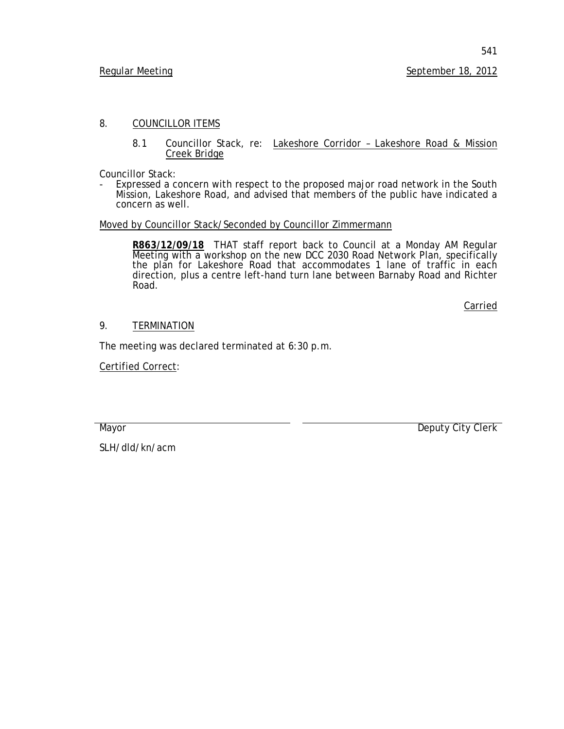## 8. COUNCILLOR ITEMS

### 8.1 Councillor Stack, re: Lakeshore Corridor – Lakeshore Road & Mission Creek Bridge

Councillor Stack:

- Expressed a concern with respect to the proposed major road network in the South Mission, Lakeshore Road, and advised that members of the public have indicated a concern as well.

Moved by Councillor Stack/Seconded by Councillor Zimmermann

> **R863/12/09/18** THAT staff report back to Council at a Monday AM Regular Meeting with a workshop on the new DCC 2030 Road Network Plan, specifically the plan for Lakeshore Road that accommodates 1 lane of traffic in each direction, plus a centre left-hand turn lane between Barnaby Road and Richter Road.

Carried

## 9. TERMINATION

The meeting was declared terminated at 6:30 p.m.

Certified Correct:

Mayor

Deputy City Clerk

SLH/dld/kn/acm